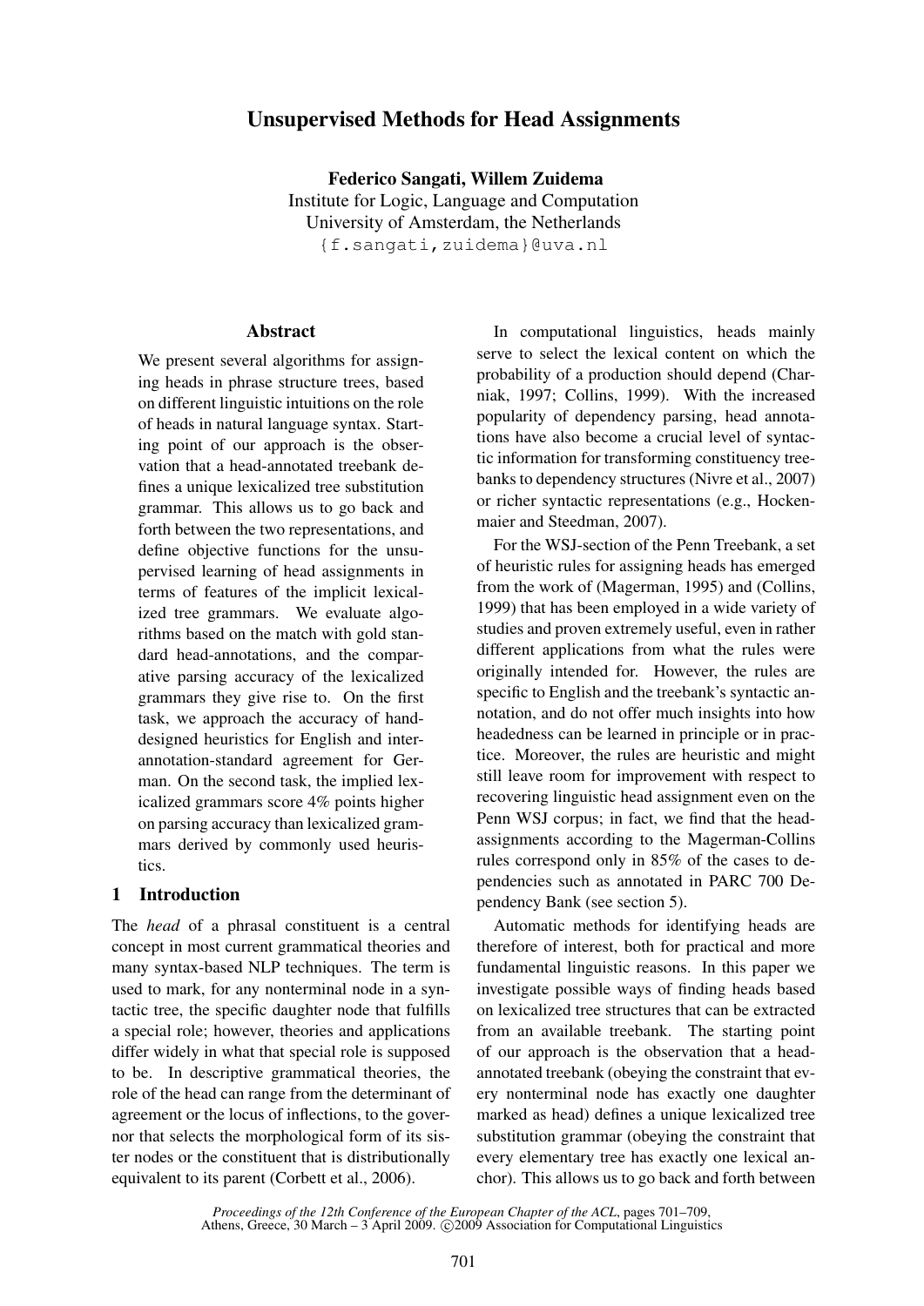# Unsupervised Methods for Head Assignments

**Federico Sangati, Willem Zuidema**
Institute for Logic, Language and Computation
University of Amsterdam, the Netherlands
{f.sangati,zuidema}@uva.nl

## Abstract

We present several algorithms for assigning heads in phrase structure trees, based on different linguistic intuitions on the role of heads in natural language syntax. Starting point of our approach is the observation that a head-annotated treebank defines a unique lexicalized tree substitution grammar. This allows us to go back and forth between the two representations, and define objective functions for the unsupervised learning of head assignments in terms of features of the implicit lexicalized tree grammars. We evaluate algorithms based on the match with gold standard head-annotations, and the comparative parsing accuracy of the lexicalized grammars they give rise to. On the first task, we approach the accuracy of hand-designed heuristics for English and inter-annotation-standard agreement for German. On the second task, the implied lexicalized grammars score 4% points higher on parsing accuracy than lexicalized grammars derived by commonly used heuristics.

## 1 Introduction

The *head* of a phrasal constituent is a central concept in most current grammatical theories and many syntax-based NLP techniques. The term is used to mark, for any nonterminal node in a syntactic tree, the specific daughter node that fulfills a special role; however, theories and applications differ widely in what that special role is supposed to be. In descriptive grammatical theories, the role of the head can range from the determinant of agreement or the locus of inflections, to the governor that selects the morphological form of its sister nodes or the constituent that is distributionally equivalent to its parent (Corbett et al., 2006).

In computational linguistics, heads mainly serve to select the lexical content on which the probability of a production should depend (Charniak, 1997; Collins, 1999). With the increased popularity of dependency parsing, head annotations have also become a crucial level of syntactic information for transforming constituency treebanks to dependency structures (Nivre et al., 2007) or richer syntactic representations (e.g., Hockenmaier and Steedman, 2007).

For the WSJ-section of the Penn Treebank, a set of heuristic rules for assigning heads has emerged from the work of (Magerman, 1995) and (Collins, 1999) that has been employed in a wide variety of studies and proven extremely useful, even in rather different applications from what the rules were originally intended for. However, the rules are specific to English and the treebank's syntactic annotation, and do not offer much insights into how headedness can be learned in principle or in practice. Moreover, the rules are heuristic and might still leave room for improvement with respect to recovering linguistic head assignment even on the Penn WSJ corpus; in fact, we find that the head-assignments according to the Magerman-Collins rules correspond only in 85% of the cases to dependencies such as annotated in PARC 700 Dependency Bank (see section 5).

Automatic methods for identifying heads are therefore of interest, both for practical and more fundamental linguistic reasons. In this paper we investigate possible ways of finding heads based on lexicalized tree structures that can be extracted from an available treebank. The starting point of our approach is the observation that a head-annotated treebank (obeying the constraint that every nonterminal node has exactly one daughter marked as head) defines a unique lexicalized tree substitution grammar (obeying the constraint that every elementary tree has exactly one lexical anchor). This allows us to go back and forth between

*Proceedings of the 12th Conference of the European Chapter of the ACL*, pages 701–709,
Athens, Greece, 30 March – 3 April 2009. ©2009 Association for Computational Linguistics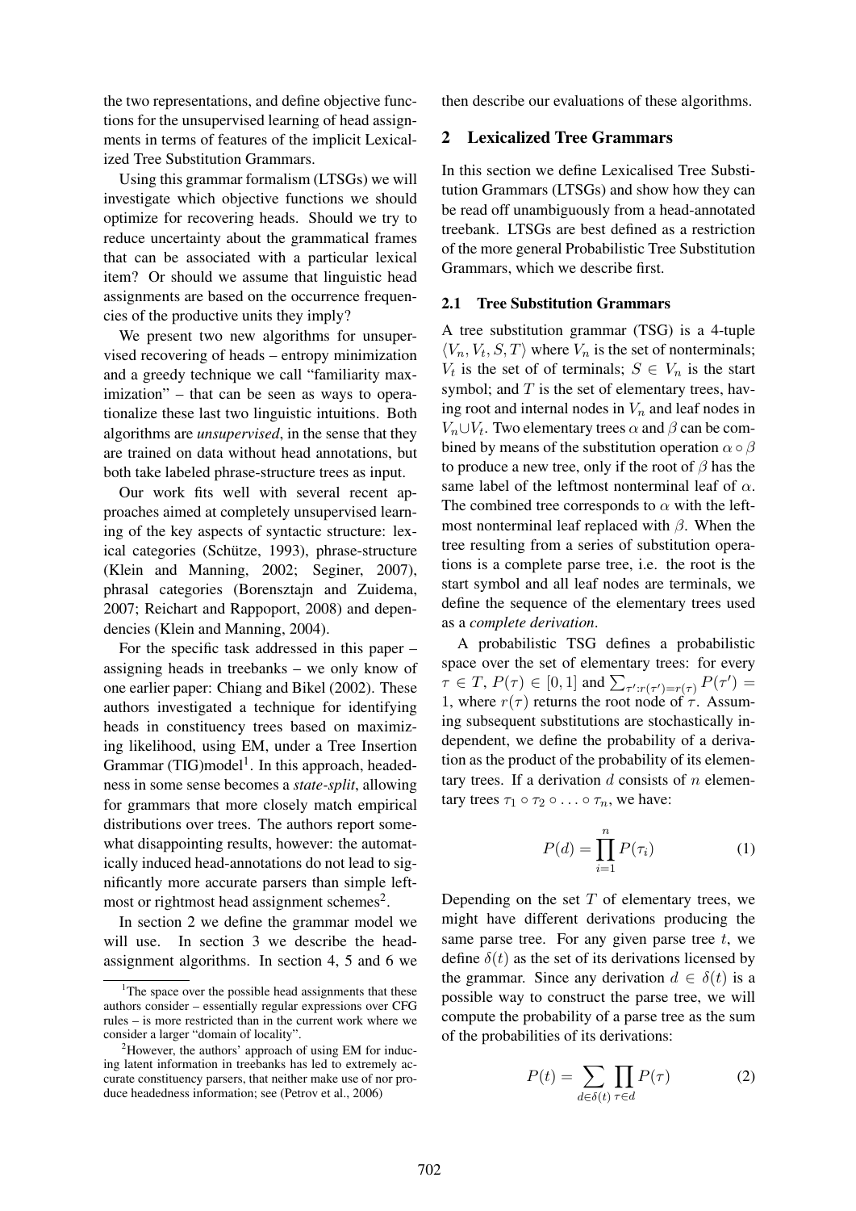the two representations, and define objective functions for the unsupervised learning of head assignments in terms of features of the implicit Lexicalized Tree Substitution Grammars.

Using this grammar formalism (LTSGs) we will investigate which objective functions we should optimize for recovering heads. Should we try to reduce uncertainty about the grammatical frames that can be associated with a particular lexical item? Or should we assume that linguistic head assignments are based on the occurrence frequencies of the productive units they imply?

We present two new algorithms for unsupervised recovering of heads – entropy minimization and a greedy technique we call "familiarity maximization" – that can be seen as ways to operationalize these last two linguistic intuitions. Both algorithms are *unsupervised*, in the sense that they are trained on data without head annotations, but both take labeled phrase-structure trees as input.

Our work fits well with several recent approaches aimed at completely unsupervised learning of the key aspects of syntactic structure: lexical categories (Schütze, 1993), phrase-structure (Klein and Manning, 2002; Seginer, 2007), phrasal categories (Borensztajn and Zuidema, 2007; Reichart and Rappoport, 2008) and dependencies (Klein and Manning, 2004).

For the specific task addressed in this paper – assigning heads in treebanks – we only know of one earlier paper: Chiang and Bikel (2002). These authors investigated a technique for identifying heads in constituency trees based on maximizing likelihood, using EM, under a Tree Insertion Grammar (TIG)model[1]. In this approach, headedness in some sense becomes a *state-split*, allowing for grammars that more closely match empirical distributions over trees. The authors report somewhat disappointing results, however: the automatically induced head-annotations do not lead to significantly more accurate parsers than simple leftmost or rightmost head assignment schemes[2].

In section 2 we define the grammar model we will use. In section 3 we describe the head-assignment algorithms. In section 4, 5 and 6 we then describe our evaluations of these algorithms.

[1] The space over the possible head assignments that these authors consider – essentially regular expressions over CFG rules – is more restricted than in the current work where we consider a larger "domain of locality".

[2] However, the authors' approach of using EM for inducing latent information in treebanks has led to extremely accurate constituency parsers, that neither make use of nor produce headedness information; see (Petrov et al., 2006)

## 2 Lexicalized Tree Grammars

In this section we define Lexicalised Tree Substitution Grammars (LTSGs) and show how they can be read off unambiguously from a head-annotated treebank. LTSGs are best defined as a restriction of the more general Probabilistic Tree Substitution Grammars, which we describe first.

### 2.1 Tree Substitution Grammars

A tree substitution grammar (TSG) is a 4-tuple $\langle V_n, V_t, S, T \rangle$ where $V_n$ is the set of nonterminals; $V_t$ is the set of of terminals; $S \in V_n$ is the start symbol; and $T$ is the set of elementary trees, having root and internal nodes in $V_n$ and leaf nodes in $V_n \cup V_t$. Two elementary trees $\alpha$ and $\beta$ can be combined by means of the substitution operation $\alpha \circ \beta$ to produce a new tree, only if the root of $\beta$ has the same label of the leftmost nonterminal leaf of $\alpha$. The combined tree corresponds to $\alpha$ with the leftmost nonterminal leaf replaced with $\beta$. When the tree resulting from a series of substitution operations is a complete parse tree, i.e. the root is the start symbol and all leaf nodes are terminals, we define the sequence of the elementary trees used as a *complete derivation*.

A probabilistic TSG defines a probabilistic space over the set of elementary trees: for every $\tau \in T$, $P(\tau) \in [0, 1]$ and $\sum_{\tau' : r(\tau') = r(\tau)} P(\tau') = 1$, where $r(\tau)$ returns the root node of $\tau$. Assuming subsequent substitutions are stochastically independent, we define the probability of a derivation as the product of the probability of its elementary trees. If a derivation $d$ consists of $n$ elementary trees $\tau_1 \circ \tau_2 \circ \ldots \circ \tau_n$, we have:

$$P(d) = \prod_{i=1}^{n} P(\tau_i) \tag{1}$$

Depending on the set $T$ of elementary trees, we might have different derivations producing the same parse tree. For any given parse tree $t$, we define $\delta(t)$ as the set of its derivations licensed by the grammar. Since any derivation $d \in \delta(t)$ is a possible way to construct the parse tree, we will compute the probability of a parse tree as the sum of the probabilities of its derivations:

$$P(t) = \sum_{d \in \delta(t)} \prod_{\tau \in d} P(\tau) \tag{2}$$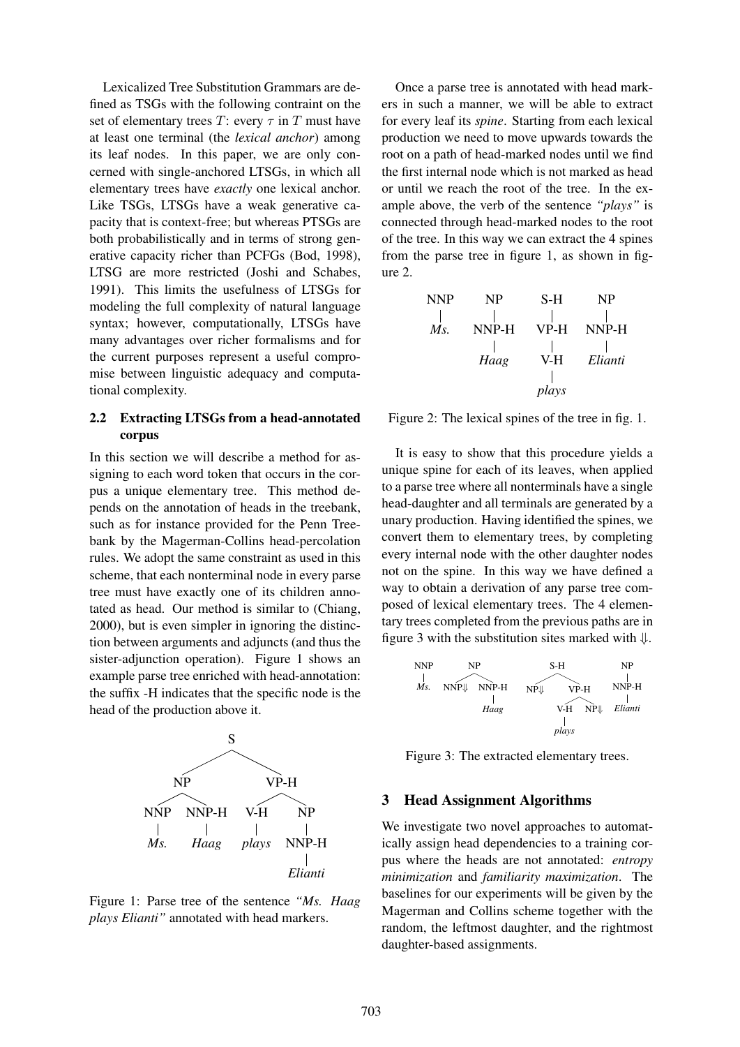Lexicalized Tree Substitution Grammars are defined as TSGs with the following contraint on the set of elementary trees $T$: every $\tau$ in $T$ must have at least one terminal (the *lexical anchor*) among its leaf nodes. In this paper, we are only concerned with single-anchored LTSGs, in which all elementary trees have *exactly* one lexical anchor. Like TSGs, LTSGs have a weak generative capacity that is context-free; but whereas PTSGs are both probabilistically and in terms of strong generative capacity richer than PCFGs (Bod, 1998), LTSG are more restricted (Joshi and Schabes, 1991). This limits the usefulness of LTSGs for modeling the full complexity of natural language syntax; however, computationally, LTSGs have many advantages over richer formalisms and for the current purposes represent a useful compromise between linguistic adequacy and computational complexity.

### 2.2 Extracting LTSGs from a head-annotated corpus

In this section we will describe a method for assigning to each word token that occurs in the corpus a unique elementary tree. This method depends on the annotation of heads in the treebank, such as for instance provided for the Penn Treebank by the Magerman-Collins head-percolation rules. We adopt the same constraint as used in this scheme, that each nonterminal node in every parse tree must have exactly one of its children annotated as head. Our method is similar to (Chiang, 2000), but is even simpler in ignoring the distinction between arguments and adjuncts (and thus the sister-adjunction operation). Figure 1 shows an example parse tree enriched with head-annotation: the suffix -H indicates that the specific node is the head of the production above it.

S
NP VP-H
NNP NNP-H V-H NP
*Ms.* *Haag* *plays* NNP-H
*Elianti*

Figure 1: Parse tree of the sentence *"Ms. Haag plays Elianti"* annotated with head markers.

Once a parse tree is annotated with head markers in such a manner, we will be able to extract for every leaf its *spine*. Starting from each lexical production we need to move upwards towards the root on a path of head-marked nodes until we find the first internal node which is not marked as head or until we reach the root of the tree. In the example above, the verb of the sentence *"plays"* is connected through head-marked nodes to the root of the tree. In this way we can extract the 4 spines from the parse tree in figure 1, as shown in figure 2.

NNP NP S-H NP
*Ms.* NNP-H VP-H NNP-H
*Haag* V-H *Elianti*
*plays*

Figure 2: The lexical spines of the tree in fig. 1.

It is easy to show that this procedure yields a unique spine for each of its leaves, when applied to a parse tree where all nonterminals have a single head-daughter and all terminals are generated by a unary production. Having identified the spines, we convert them to elementary trees, by completing every internal node with the other daughter nodes not on the spine. In this way we have defined a way to obtain a derivation of any parse tree composed of lexical elementary trees. The 4 elementary trees completed from the previous paths are in figure 3 with the substitution sites marked with $\Downarrow$.

NNP NP S-H NP
*Ms.* NNP$\Downarrow$ NNP-H NP$\Downarrow$ VP-H NNP-H
*Haag* V-H NP$\Downarrow$ *Elianti*
*plays*

Figure 3: The extracted elementary trees.

## 3 Head Assignment Algorithms

We investigate two novel approaches to automatically assign head dependencies to a training corpus where the heads are not annotated: *entropy minimization* and *familiarity maximization*. The baselines for our experiments will be given by the Magerman and Collins scheme together with the random, the leftmost daughter, and the rightmost daughter-based assignments.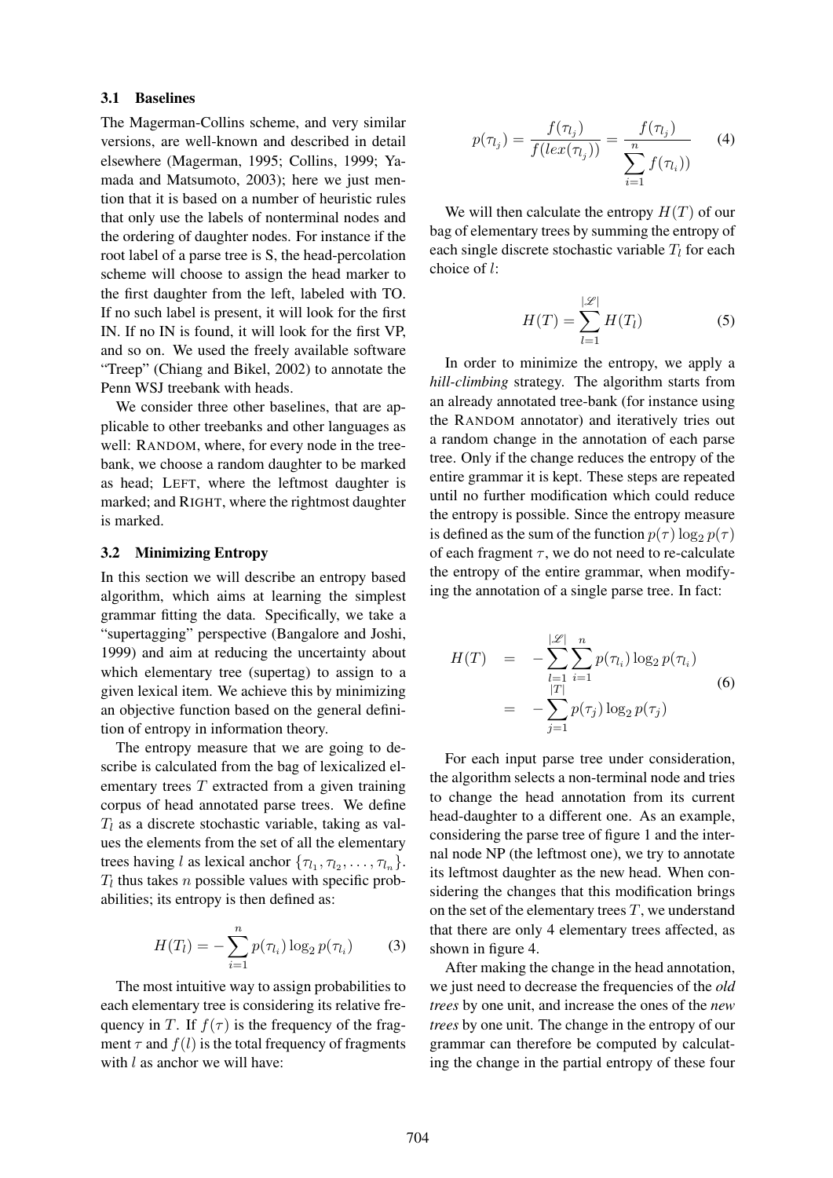### 3.1 Baselines

The Magerman-Collins scheme, and very similar versions, are well-known and described in detail elsewhere (Magerman, 1995; Collins, 1999; Yamada and Matsumoto, 2003); here we just mention that it is based on a number of heuristic rules that only use the labels of nonterminal nodes and the ordering of daughter nodes. For instance if the root label of a parse tree is S, the head-percolation scheme will choose to assign the head marker to the first daughter from the left, labeled with TO. If no such label is present, it will look for the first IN. If no IN is found, it will look for the first VP, and so on. We used the freely available software "Treep" (Chiang and Bikel, 2002) to annotate the Penn WSJ treebank with heads.

We consider three other baselines, that are applicable to other treebanks and other languages as well: RANDOM, where, for every node in the treebank, we choose a random daughter to be marked as head; LEFT, where the leftmost daughter is marked; and RIGHT, where the rightmost daughter is marked.

### 3.2 Minimizing Entropy

In this section we will describe an entropy based algorithm, which aims at learning the simplest grammar fitting the data. Specifically, we take a "supertagging" perspective (Bangalore and Joshi, 1999) and aim at reducing the uncertainty about which elementary tree (supertag) to assign to a given lexical item. We achieve this by minimizing an objective function based on the general definition of entropy in information theory.

The entropy measure that we are going to describe is calculated from the bag of lexicalized elementary trees $T$ extracted from a given training corpus of head annotated parse trees. We define $T_l$ as a discrete stochastic variable, taking as values the elements from the set of all the elementary trees having $l$ as lexical anchor $\{\tau_{l_1}, \tau_{l_2}, \ldots, \tau_{l_n}\}$. $T_l$ thus takes $n$ possible values with specific probabilities; its entropy is then defined as:

$$H(T_l) = -\sum_{i=1}^{n} p(\tau_{l_i}) \log_2 p(\tau_{l_i}) \qquad (3)$$

The most intuitive way to assign probabilities to each elementary tree is considering its relative frequency in $T$. If $f(\tau)$ is the frequency of the fragment $\tau$ and $f(l)$ is the total frequency of fragments with $l$ as anchor we will have:

$$p(\tau_{l_j}) = \frac{f(\tau_{l_j})}{f(lex(\tau_{l_j}))} = \frac{f(\tau_{l_j})}{\sum_{i=1}^{n} f(\tau_{l_i})} \qquad (4)$$

We will then calculate the entropy $H(T)$ of our bag of elementary trees by summing the entropy of each single discrete stochastic variable $T_l$ for each choice of $l$:

$$H(T) = \sum_{l=1}^{|\mathscr{L}|} H(T_l) \qquad (5)$$

In order to minimize the entropy, we apply a *hill-climbing* strategy. The algorithm starts from an already annotated tree-bank (for instance using the RANDOM annotator) and iteratively tries out a random change in the annotation of each parse tree. Only if the change reduces the entropy of the entire grammar it is kept. These steps are repeated until no further modification which could reduce the entropy is possible. Since the entropy measure is defined as the sum of the function $p(\tau) \log_2 p(\tau)$ of each fragment $\tau$, we do not need to re-calculate the entropy of the entire grammar, when modifying the annotation of a single parse tree. In fact:

$$\begin{aligned} H(T) &= -\sum_{l=1}^{|\mathscr{L}|} \sum_{i=1}^{n} p(\tau_{l_i}) \log_2 p(\tau_{l_i}) \\ &= -\sum_{j=1}^{|T|} p(\tau_j) \log_2 p(\tau_j) \end{aligned} \qquad (6)$$

For each input parse tree under consideration, the algorithm selects a non-terminal node and tries to change the head annotation from its current head-daughter to a different one. As an example, considering the parse tree of figure 1 and the internal node NP (the leftmost one), we try to annotate its leftmost daughter as the new head. When considering the changes that this modification brings on the set of the elementary trees $T$, we understand that there are only 4 elementary trees affected, as shown in figure 4.

After making the change in the head annotation, we just need to decrease the frequencies of the *old trees* by one unit, and increase the ones of the *new trees* by one unit. The change in the entropy of our grammar can therefore be computed by calculating the change in the partial entropy of these four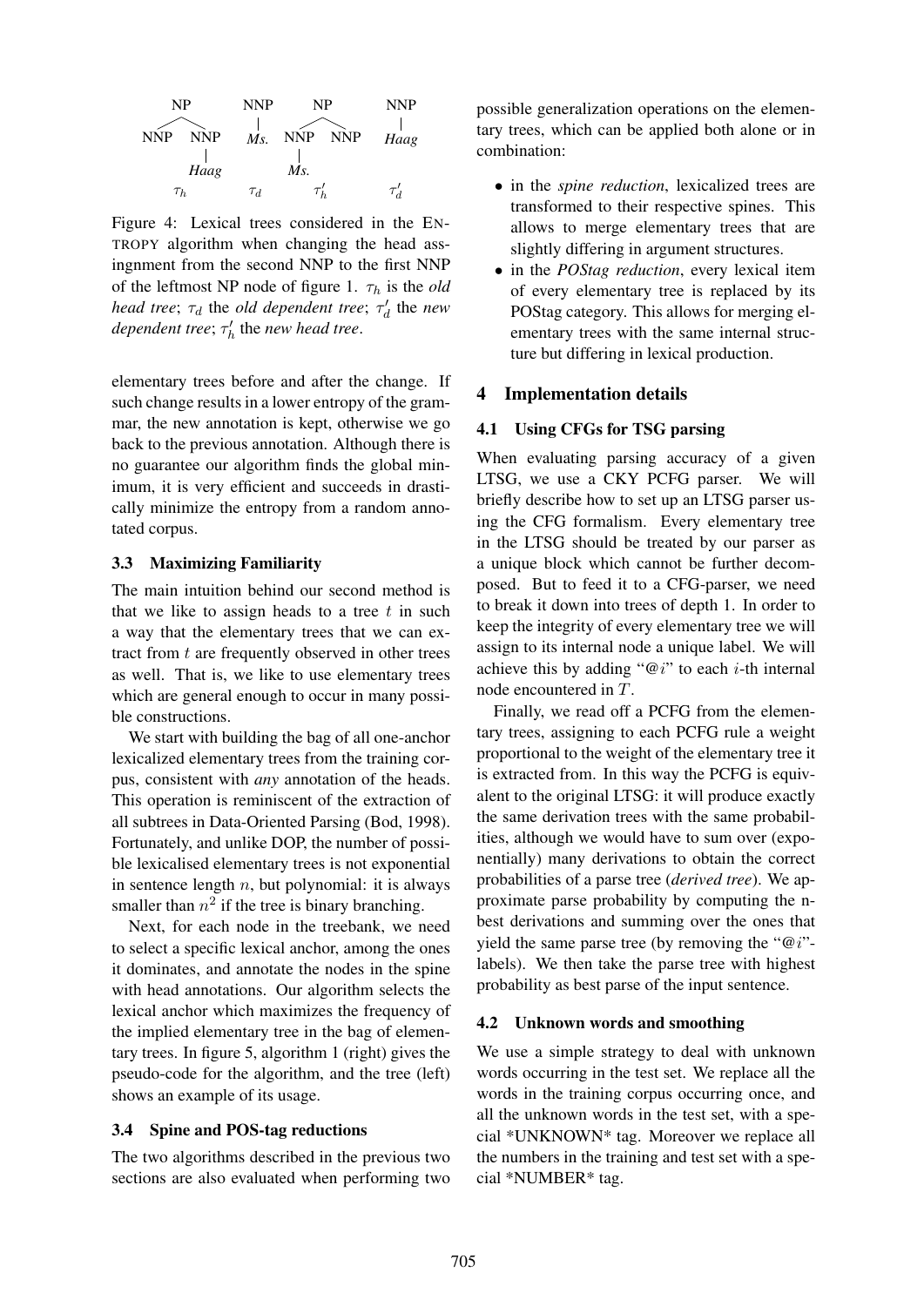NP → NNP NNP(Haag)    NNP(Ms.)    NP → NNP(Ms.) NNP    NNP(Haag)

$\tau_h$    $\tau_d$    $\tau'_h$    $\tau'_d$

Figure 4: Lexical trees considered in the ENTROPY algorithm when changing the head assingnment from the second NNP to the first NNP of the leftmost NP node of figure 1. $\tau_h$ is the *old head tree*; $\tau_d$ the *old dependent tree*; $\tau'_d$ the *new dependent tree*; $\tau'_h$ the *new head tree*.

elementary trees before and after the change. If such change results in a lower entropy of the grammar, the new annotation is kept, otherwise we go back to the previous annotation. Although there is no guarantee our algorithm finds the global minimum, it is very efficient and succeeds in drastically minimize the entropy from a random annotated corpus.

### 3.3 Maximizing Familiarity

The main intuition behind our second method is that we like to assign heads to a tree $t$ in such a way that the elementary trees that we can extract from $t$ are frequently observed in other trees as well. That is, we like to use elementary trees which are general enough to occur in many possible constructions.

We start with building the bag of all one-anchor lexicalized elementary trees from the training corpus, consistent with *any* annotation of the heads. This operation is reminiscent of the extraction of all subtrees in Data-Oriented Parsing (Bod, 1998). Fortunately, and unlike DOP, the number of possible lexicalised elementary trees is not exponential in sentence length $n$, but polynomial: it is always smaller than $n^2$ if the tree is binary branching.

Next, for each node in the treebank, we need to select a specific lexical anchor, among the ones it dominates, and annotate the nodes in the spine with head annotations. Our algorithm selects the lexical anchor which maximizes the frequency of the implied elementary tree in the bag of elementary trees. In figure 5, algorithm 1 (right) gives the pseudo-code for the algorithm, and the tree (left) shows an example of its usage.

### 3.4 Spine and POS-tag reductions

The two algorithms described in the previous two sections are also evaluated when performing two possible generalization operations on the elementary trees, which can be applied both alone or in combination:

- in the *spine reduction*, lexicalized trees are transformed to their respective spines. This allows to merge elementary trees that are slightly differing in argument structures.
- in the *POStag reduction*, every lexical item of every elementary tree is replaced by its POStag category. This allows for merging elementary trees with the same internal structure but differing in lexical production.

## 4 Implementation details

### 4.1 Using CFGs for TSG parsing

When evaluating parsing accuracy of a given LTSG, we use a CKY PCFG parser. We will briefly describe how to set up an LTSG parser using the CFG formalism. Every elementary tree in the LTSG should be treated by our parser as a unique block which cannot be further decomposed. But to feed it to a CFG-parser, we need to break it down into trees of depth 1. In order to keep the integrity of every elementary tree we will assign to its internal node a unique label. We will achieve this by adding "@$i$" to each $i$-th internal node encountered in $T$.

Finally, we read off a PCFG from the elementary trees, assigning to each PCFG rule a weight proportional to the weight of the elementary tree it is extracted from. In this way the PCFG is equivalent to the original LTSG: it will produce exactly the same derivation trees with the same probabilities, although we would have to sum over (exponentially) many derivations to obtain the correct probabilities of a parse tree (*derived tree*). We approximate parse probability by computing the n-best derivations and summing over the ones that yield the same parse tree (by removing the "@$i$"-labels). We then take the parse tree with highest probability as best parse of the input sentence.

### 4.2 Unknown words and smoothing

We use a simple strategy to deal with unknown words occurring in the test set. We replace all the words in the training corpus occurring once, and all the unknown words in the test set, with a special *UNKNOWN* tag. Moreover we replace all the numbers in the training and test set with a special *NUMBER* tag.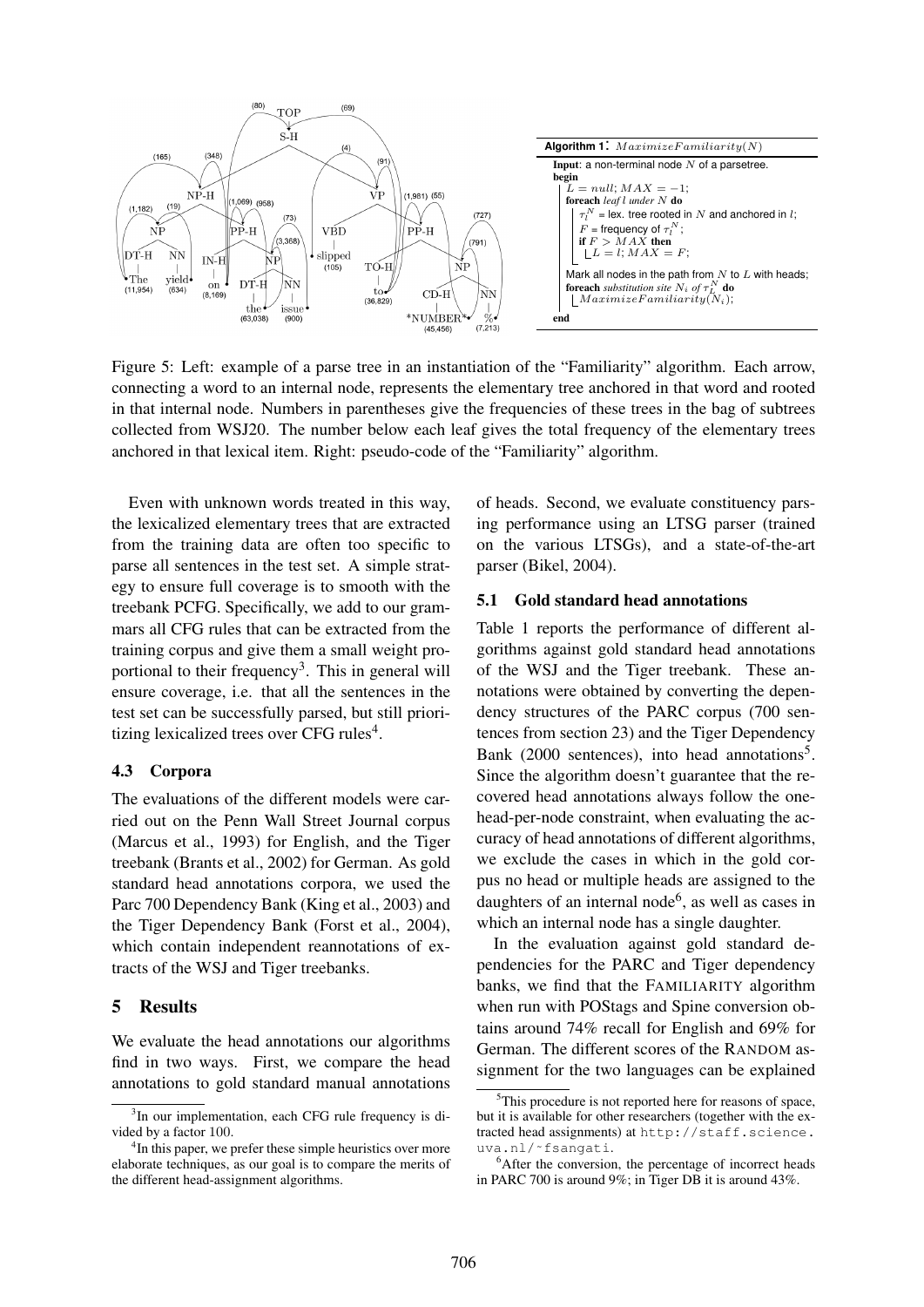**Algorithm 1:** $MaximizeFamiliarity(N)$

**Input**: a non-terminal node $N$ of a parsetree.
**begin**
  $L = null$; $MAX = -1$;
  **foreach** *leaf* $l$ *under* $N$ **do**
    $\tau_l^N$ = lex. tree rooted in $N$ and anchored in $l$;
    $F$ = frequency of $\tau_l^N$;
    **if** $F > MAX$ **then**
      $L = l$; $MAX = F$;
  Mark all nodes in the path from $N$ to $L$ with heads;
  **foreach** *substitution site* $N_i$ *of* $\tau_L^N$ **do**
    $MaximizeFamiliarity(N_i)$;
**end**

Figure 5: Left: example of a parse tree in an instantiation of the "Familiarity" algorithm. Each arrow, connecting a word to an internal node, represents the elementary tree anchored in that word and rooted in that internal node. Numbers in parentheses give the frequencies of these trees in the bag of subtrees collected from WSJ20. The number below each leaf gives the total frequency of the elementary trees anchored in that lexical item. Right: pseudo-code of the "Familiarity" algorithm.

Even with unknown words treated in this way, the lexicalized elementary trees that are extracted from the training data are often too specific to parse all sentences in the test set. A simple strategy to ensure full coverage is to smooth with the treebank PCFG. Specifically, we add to our grammars all CFG rules that can be extracted from the training corpus and give them a small weight proportional to their frequency[3]. This in general will ensure coverage, i.e. that all the sentences in the test set can be successfully parsed, but still prioritizing lexicalized trees over CFG rules[4].

### 4.3 Corpora

The evaluations of the different models were carried out on the Penn Wall Street Journal corpus (Marcus et al., 1993) for English, and the Tiger treebank (Brants et al., 2002) for German. As gold standard head annotations corpora, we used the Parc 700 Dependency Bank (King et al., 2003) and the Tiger Dependency Bank (Forst et al., 2004), which contain independent reannotations of extracts of the WSJ and Tiger treebanks.

## 5 Results

We evaluate the head annotations our algorithms find in two ways. First, we compare the head annotations to gold standard manual annotations of heads. Second, we evaluate constituency parsing performance using an LTSG parser (trained on the various LTSGs), and a state-of-the-art parser (Bikel, 2004).

### 5.1 Gold standard head annotations

Table 1 reports the performance of different algorithms against gold standard head annotations of the WSJ and the Tiger treebank. These annotations were obtained by converting the dependency structures of the PARC corpus (700 sentences from section 23) and the Tiger Dependency Bank (2000 sentences), into head annotations[5]. Since the algorithm doesn't guarantee that the recovered head annotations always follow the one-head-per-node constraint, when evaluating the accuracy of head annotations of different algorithms, we exclude the cases in which in the gold corpus no head or multiple heads are assigned to the daughters of an internal node[6], as well as cases in which an internal node has a single daughter.

In the evaluation against gold standard dependencies for the PARC and Tiger dependency banks, we find that the FAMILIARITY algorithm when run with POStags and Spine conversion obtains around 74% recall for English and 69% for German. The different scores of the RANDOM assignment for the two languages can be explained

[3] In our implementation, each CFG rule frequency is divided by a factor 100.

[4] In this paper, we prefer these simple heuristics over more elaborate techniques, as our goal is to compare the merits of the different head-assignment algorithms.

[5] This procedure is not reported here for reasons of space, but it is available for other researchers (together with the extracted head assignments) at http://staff.science.uva.nl/˜fsangati.

[6] After the conversion, the percentage of incorrect heads in PARC 700 is around 9%; in Tiger DB it is around 43%.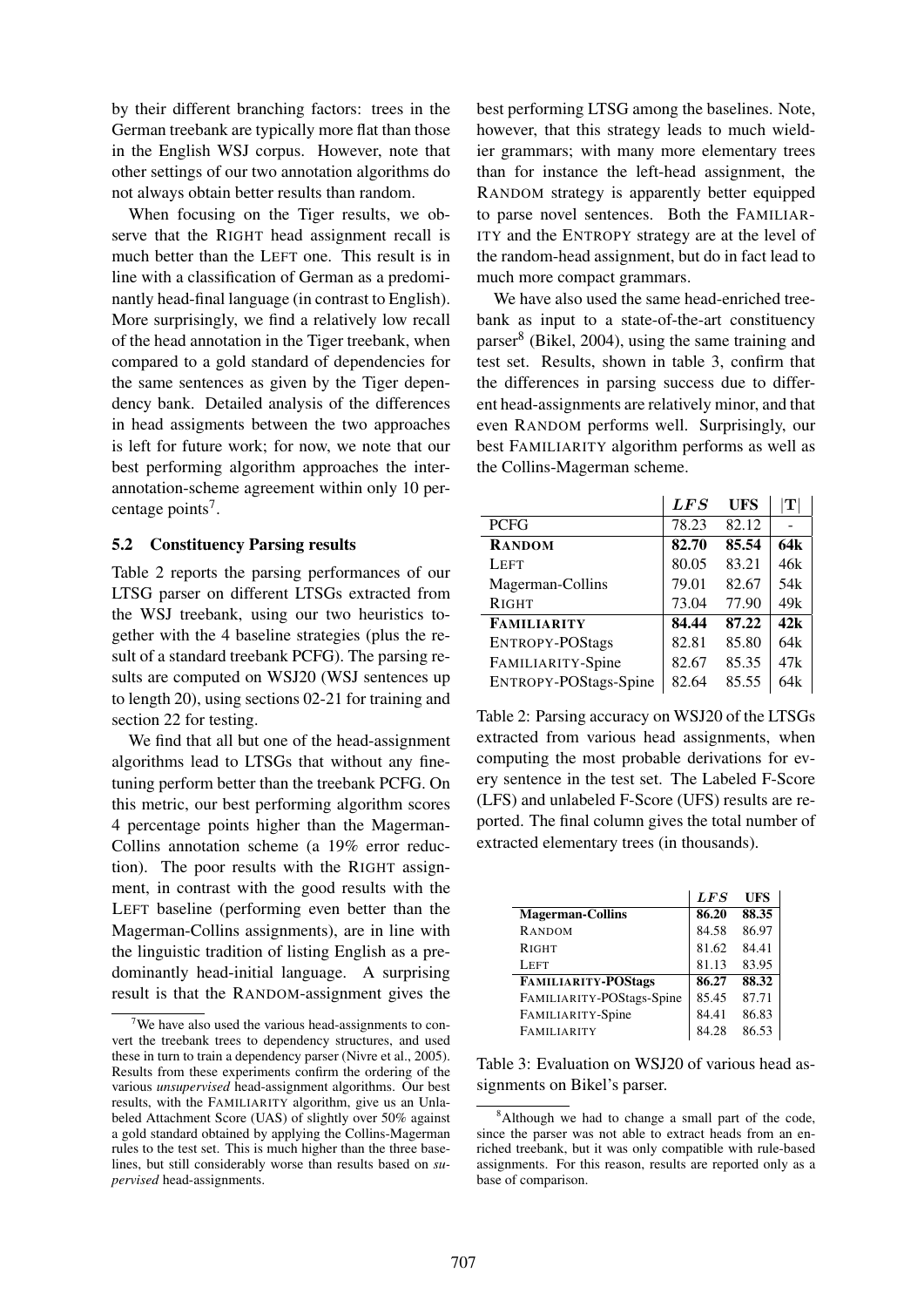by their different branching factors: trees in the German treebank are typically more flat than those in the English WSJ corpus. However, note that other settings of our two annotation algorithms do not always obtain better results than random.

When focusing on the Tiger results, we observe that the RIGHT head assignment recall is much better than the LEFT one. This result is in line with a classification of German as a predominantly head-final language (in contrast to English). More surprisingly, we find a relatively low recall of the head annotation in the Tiger treebank, when compared to a gold standard of dependencies for the same sentences as given by the Tiger dependency bank. Detailed analysis of the differences in head assigments between the two approaches is left for future work; for now, we note that our best performing algorithm approaches the inter-annotation-scheme agreement within only 10 percentage points[7].

### 5.2 Constituency Parsing results

Table 2 reports the parsing performances of our LTSG parser on different LTSGs extracted from the WSJ treebank, using our two heuristics together with the 4 baseline strategies (plus the result of a standard treebank PCFG). The parsing results are computed on WSJ20 (WSJ sentences up to length 20), using sections 02-21 for training and section 22 for testing.

We find that all but one of the head-assignment algorithms lead to LTSGs that without any fine-tuning perform better than the treebank PCFG. On this metric, our best performing algorithm scores 4 percentage points higher than the Magerman-Collins annotation scheme (a 19% error reduction). The poor results with the RIGHT assignment, in contrast with the good results with the LEFT baseline (performing even better than the Magerman-Collins assignments), are in line with the linguistic tradition of listing English as a predominantly head-initial language. A surprising result is that the RANDOM-assignment gives the best performing LTSG among the baselines. Note, however, that this strategy leads to much wieldier grammars; with many more elementary trees than for instance the left-head assignment, the RANDOM strategy is apparently better equipped to parse novel sentences. Both the FAMILIARITY and the ENTROPY strategy are at the level of the random-head assignment, but do in fact lead to much more compact grammars.

We have also used the same head-enriched treebank as input to a state-of-the-art constituency parser[8] (Bikel, 2004), using the same training and test set. Results, shown in table 3, confirm that the differences in parsing success due to different head-assignments are relatively minor, and that even RANDOM performs well. Surprisingly, our best FAMILIARITY algorithm performs as well as the Collins-Magerman scheme.

| | $LFS$ | UFS | $\|T\|$ |
|---|---|---|---|
| PCFG | 78.23 | 82.12 | - |
| **RANDOM** | **82.70** | **85.54** | **64k** |
| LEFT | 80.05 | 83.21 | 46k |
| Magerman-Collins | 79.01 | 82.67 | 54k |
| RIGHT | 73.04 | 77.90 | 49k |
| **FAMILIARITY** | **84.44** | **87.22** | **42k** |
| ENTROPY-POStags | 82.81 | 85.80 | 64k |
| FAMILIARITY-Spine | 82.67 | 85.35 | 47k |
| ENTROPY-POStags-Spine | 82.64 | 85.55 | 64k |

Table 2: Parsing accuracy on WSJ20 of the LTSGs extracted from various head assignments, when computing the most probable derivations for every sentence in the test set. The Labeled F-Score (LFS) and unlabeled F-Score (UFS) results are reported. The final column gives the total number of extracted elementary trees (in thousands).

| | $LFS$ | UFS |
|---|---|---|
| **Magerman-Collins** | **86.20** | **88.35** |
| RANDOM | 84.58 | 86.97 |
| RIGHT | 81.62 | 84.41 |
| LEFT | 81.13 | 83.95 |
| **FAMILIARITY-POStags** | **86.27** | **88.32** |
| FAMILIARITY-POStags-Spine | 85.45 | 87.71 |
| FAMILIARITY-Spine | 84.41 | 86.83 |
| FAMILIARITY | 84.28 | 86.53 |

Table 3: Evaluation on WSJ20 of various head assignments on Bikel's parser.

[7] We have also used the various head-assignments to convert the treebank trees to dependency structures, and used these in turn to train a dependency parser (Nivre et al., 2005). Results from these experiments confirm the ordering of the various *unsupervised* head-assignment algorithms. Our best results, with the FAMILIARITY algorithm, give us an Unlabeled Attachment Score (UAS) of slightly over 50% against a gold standard obtained by applying the Collins-Magerman rules to the test set. This is much higher than the three baselines, but still considerably worse than results based on *supervised* head-assignments.

[8] Although we had to change a small part of the code, since the parser was not able to extract heads from an enriched treebank, but it was only compatible with rule-based assignments. For this reason, results are reported only as a base of comparison.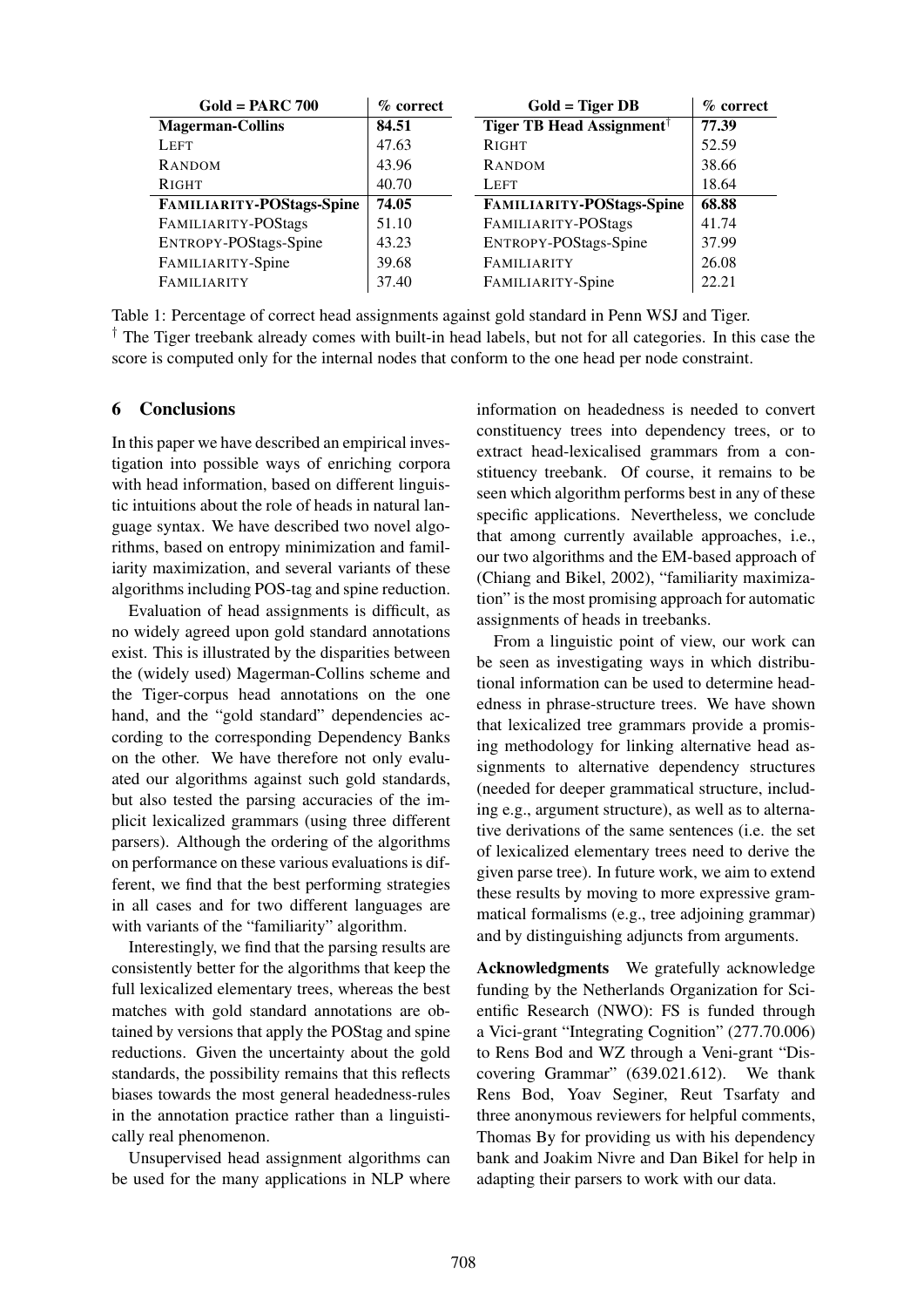| Gold = PARC 700 | % correct |
|---|---|
| **Magerman-Collins** | **84.51** |
| LEFT | 47.63 |
| RANDOM | 43.96 |
| RIGHT | 40.70 |
| **FAMILIARITY-POStags-Spine** | **74.05** |
| FAMILIARITY-POStags | 51.10 |
| ENTROPY-POStags-Spine | 43.23 |
| FAMILIARITY-Spine | 39.68 |
| FAMILIARITY | 37.40 |

| Gold = Tiger DB | % correct |
|---|---|
| **Tiger TB Head Assignment**[†] | **77.39** |
| RIGHT | 52.59 |
| RANDOM | 38.66 |
| LEFT | 18.64 |
| **FAMILIARITY-POStags-Spine** | **68.88** |
| FAMILIARITY-POStags | 41.74 |
| ENTROPY-POStags-Spine | 37.99 |
| FAMILIARITY | 26.08 |
| FAMILIARITY-Spine | 22.21 |

Table 1: Percentage of correct head assignments against gold standard in Penn WSJ and Tiger.
[†] The Tiger treebank already comes with built-in head labels, but not for all categories. In this case the score is computed only for the internal nodes that conform to the one head per node constraint.

## 6 Conclusions

In this paper we have described an empirical investigation into possible ways of enriching corpora with head information, based on different linguistic intuitions about the role of heads in natural language syntax. We have described two novel algorithms, based on entropy minimization and familiarity maximization, and several variants of these algorithms including POS-tag and spine reduction.

Evaluation of head assignments is difficult, as no widely agreed upon gold standard annotations exist. This is illustrated by the disparities between the (widely used) Magerman-Collins scheme and the Tiger-corpus head annotations on the one hand, and the "gold standard" dependencies according to the corresponding Dependency Banks on the other. We have therefore not only evaluated our algorithms against such gold standards, but also tested the parsing accuracies of the implicit lexicalized grammars (using three different parsers). Although the ordering of the algorithms on performance on these various evaluations is different, we find that the best performing strategies in all cases and for two different languages are with variants of the "familiarity" algorithm.

Interestingly, we find that the parsing results are consistently better for the algorithms that keep the full lexicalized elementary trees, whereas the best matches with gold standard annotations are obtained by versions that apply the POStag and spine reductions. Given the uncertainty about the gold standards, the possibility remains that this reflects biases towards the most general headedness-rules in the annotation practice rather than a linguistically real phenomenon.

Unsupervised head assignment algorithms can be used for the many applications in NLP where information on headedness is needed to convert constituency trees into dependency trees, or to extract head-lexicalised grammars from a constituency treebank. Of course, it remains to be seen which algorithm performs best in any of these specific applications. Nevertheless, we conclude that among currently available approaches, i.e., our two algorithms and the EM-based approach of (Chiang and Bikel, 2002), "familiarity maximization" is the most promising approach for automatic assignments of heads in treebanks.

From a linguistic point of view, our work can be seen as investigating ways in which distributional information can be used to determine headedness in phrase-structure trees. We have shown that lexicalized tree grammars provide a promising methodology for linking alternative head assignments to alternative dependency structures (needed for deeper grammatical structure, including e.g., argument structure), as well as to alternative derivations of the same sentences (i.e. the set of lexicalized elementary trees need to derive the given parse tree). In future work, we aim to extend these results by moving to more expressive grammatical formalisms (e.g., tree adjoining grammar) and by distinguishing adjuncts from arguments.

**Acknowledgments** We gratefully acknowledge funding by the Netherlands Organization for Scientific Research (NWO): FS is funded through a Vici-grant "Integrating Cognition" (277.70.006) to Rens Bod and WZ through a Veni-grant "Discovering Grammar" (639.021.612). We thank Rens Bod, Yoav Seginer, Reut Tsarfaty and three anonymous reviewers for helpful comments, Thomas By for providing us with his dependency bank and Joakim Nivre and Dan Bikel for help in adapting their parsers to work with our data.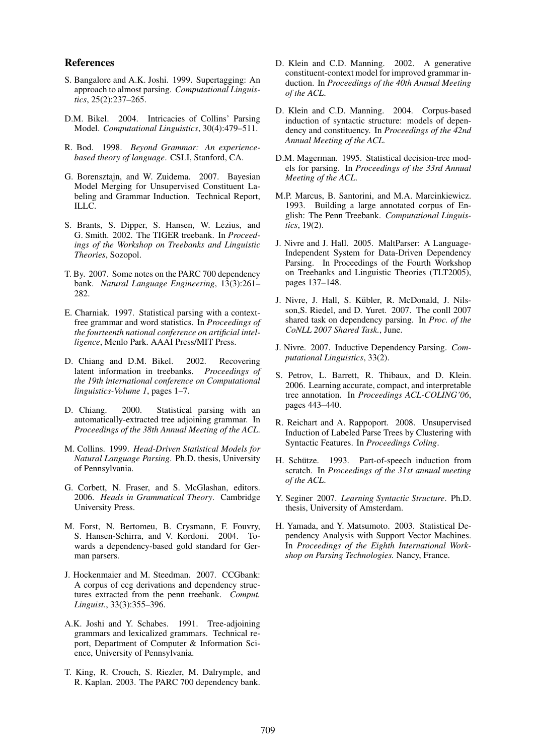## References

S. Bangalore and A.K. Joshi. 1999. Supertagging: An approach to almost parsing. *Computational Linguistics*, 25(2):237–265.

D.M. Bikel. 2004. Intricacies of Collins' Parsing Model. *Computational Linguistics*, 30(4):479–511.

R. Bod. 1998. *Beyond Grammar: An experience-based theory of language*. CSLI, Stanford, CA.

G. Borensztajn, and W. Zuidema. 2007. Bayesian Model Merging for Unsupervised Constituent Labeling and Grammar Induction. Technical Report, ILLC.

S. Brants, S. Dipper, S. Hansen, W. Lezius, and G. Smith. 2002. The TIGER treebank. In *Proceedings of the Workshop on Treebanks and Linguistic Theories*, Sozopol.

T. By. 2007. Some notes on the PARC 700 dependency bank. *Natural Language Engineering*, 13(3):261–282.

E. Charniak. 1997. Statistical parsing with a context-free grammar and word statistics. In *Proceedings of the fourteenth national conference on artificial intelligence*, Menlo Park. AAAI Press/MIT Press.

D. Chiang and D.M. Bikel. 2002. Recovering latent information in treebanks. *Proceedings of the 19th international conference on Computational linguistics-Volume 1*, pages 1–7.

D. Chiang. 2000. Statistical parsing with an automatically-extracted tree adjoining grammar. In *Proceedings of the 38th Annual Meeting of the ACL*.

M. Collins. 1999. *Head-Driven Statistical Models for Natural Language Parsing*. Ph.D. thesis, University of Pennsylvania.

G. Corbett, N. Fraser, and S. McGlashan, editors. 2006. *Heads in Grammatical Theory*. Cambridge University Press.

M. Forst, N. Bertomeu, B. Crysmann, F. Fouvry, S. Hansen-Schirra, and V. Kordoni. 2004. Towards a dependency-based gold standard for German parsers.

J. Hockenmaier and M. Steedman. 2007. CCGbank: A corpus of ccg derivations and dependency structures extracted from the penn treebank. *Comput. Linguist.*, 33(3):355–396.

A.K. Joshi and Y. Schabes. 1991. Tree-adjoining grammars and lexicalized grammars. Technical report, Department of Computer & Information Science, University of Pennsylvania.

T. King, R. Crouch, S. Riezler, M. Dalrymple, and R. Kaplan. 2003. The PARC 700 dependency bank.

D. Klein and C.D. Manning. 2002. A generative constituent-context model for improved grammar induction. In *Proceedings of the 40th Annual Meeting of the ACL*.

D. Klein and C.D. Manning. 2004. Corpus-based induction of syntactic structure: models of dependency and constituency. In *Proceedings of the 42nd Annual Meeting of the ACL*.

D.M. Magerman. 1995. Statistical decision-tree models for parsing. In *Proceedings of the 33rd Annual Meeting of the ACL*.

M.P. Marcus, B. Santorini, and M.A. Marcinkiewicz. 1993. Building a large annotated corpus of English: The Penn Treebank. *Computational Linguistics*, 19(2).

J. Nivre and J. Hall. 2005. MaltParser: A Language-Independent System for Data-Driven Dependency Parsing. In Proceedings of the Fourth Workshop on Treebanks and Linguistic Theories (TLT2005), pages 137–148.

J. Nivre, J. Hall, S. Kübler, R. McDonald, J. Nilsson,S. Riedel, and D. Yuret. 2007. The conll 2007 shared task on dependency parsing. In *Proc. of the CoNLL 2007 Shared Task.*, June.

J. Nivre. 2007. Inductive Dependency Parsing. *Computational Linguistics*, 33(2).

S. Petrov, L. Barrett, R. Thibaux, and D. Klein. 2006. Learning accurate, compact, and interpretable tree annotation. In *Proceedings ACL-COLING'06*, pages 443–440.

R. Reichart and A. Rappoport. 2008. Unsupervised Induction of Labeled Parse Trees by Clustering with Syntactic Features. In *Proceedings Coling*.

H. Schütze. 1993. Part-of-speech induction from scratch. In *Proceedings of the 31st annual meeting of the ACL*.

Y. Seginer 2007. *Learning Syntactic Structure*. Ph.D. thesis, University of Amsterdam.

H. Yamada, and Y. Matsumoto. 2003. Statistical Dependency Analysis with Support Vector Machines. In *Proceedings of the Eighth International Workshop on Parsing Technologies.* Nancy, France.